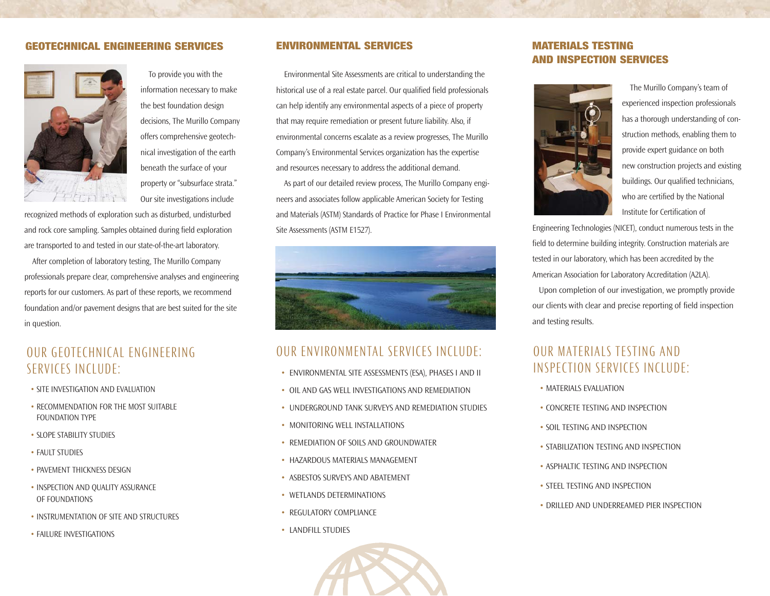## GEOTECHNICAL ENGINEERING SERVICES

To provide you with the information necessary to make the best foundation design decisions, The Murillo Company offers comprehensive geotechnical investigation of the earth beneath the surface of your property or "subsurface strata." Our site investigations include recognized methods of exploration such as disturbed, undisturbed and rock core sampling. Samples obtained during field exploration are transported to and tested in our state-of-the-art laboratory.

After completion of laboratory testing, The Murillo Company professionals prepare clear, comprehensive analyses and engineering reports for our customers. As part of these reports, we recommend foundation and/or pavement designs that are best suited for the site in question.

### OUR GEOTECHNICAL ENGINEERING SERVICES INCLUDE:

- SITE INVESTIGATION AND EVALUATION
- RECOMMENDATION FOR THE MOST SUITABLE FOUNDATION TYPE
- SLOPE STABILITY STUDIES
- FAULT STUDIES
- PAVEMENT THICKNESS DESIGN
- INSPECTION AND QUALITY ASSURANCE OF FOUNDATIONS
- INSTRUMENTATION OF SITE AND STRUCTURES
- FAILURE INVESTIGATIONS

## ENVIRONMENTAL SERVICES

Environmental Site Assessments are critical to understanding the historical use of a real estate parcel. Our qualified field professionals can help identify any environmental aspects of a piece of property that may require remediation or present future liability. Also, if environmental concerns escalate as a review progresses, The Murillo Company's Environmental Services organization has the expertise and resources necessary to address the additional demand.

As part of our detailed review process, The Murillo Company engineers and associates follow applicable American Society for Testing and Materials (ASTM) Standards of Practice for Phase I Environmental Site Assessments (ASTM E1527).

### OUR ENVIRONMENTAL SERVICES INCLUDE:

- ENVIRONMENTAL SITE ASSESSMENTS (ESA), PHASES I AND II
- OIL AND GAS WELL INVESTIGATIONS AND REMEDIATION
- UNDERGROUND TANK SURVEYS AND REMEDIATION STUDIES
- MONITORING WELL INSTALLATIONS
- REMEDIATION OF SOILS AND GROUNDWATER
- HAZARDOUS MATERIALS MANAGEMENT
- ASBESTOS SURVEYS AND ABATEMENT
- WETLANDS DETERMINATIONS
- REGULATORY COMPLIANCE
- LANDFILL STUDIES

## MATERIALS TESTING AND INSPECTION SERVICES

The Murillo Company's team of experienced inspection professionals has a thorough understanding of construction methods, enabling them to provide expert guidance on both new construction projects and existing buildings. Our qualified technicians, who are certified by the National Institute for Certification of Engineering Technologies (NICET), conduct numerous tests in the field to determine building integrity. Construction materials are tested in our laboratory, which has been accredited by the American Association for Laboratory Accreditation (A2LA).

Upon completion of our investigation, we promptly provide our clients with clear and precise reporting of field inspection and testing results.

### OUR MATERIALS TESTING AND INSPECTION SERVICES INCLUDE:

- MATERIALS EVALUATION
- CONCRETE TESTING AND INSPECTION
- SOIL TESTING AND INSPECTION
- STABILIZATION TESTING AND INSPECTION
- ASPHALTIC TESTING AND INSPECTION
- STEEL TESTING AND INSPECTION
- DRILLED AND UNDERREAMED PIER INSPECTION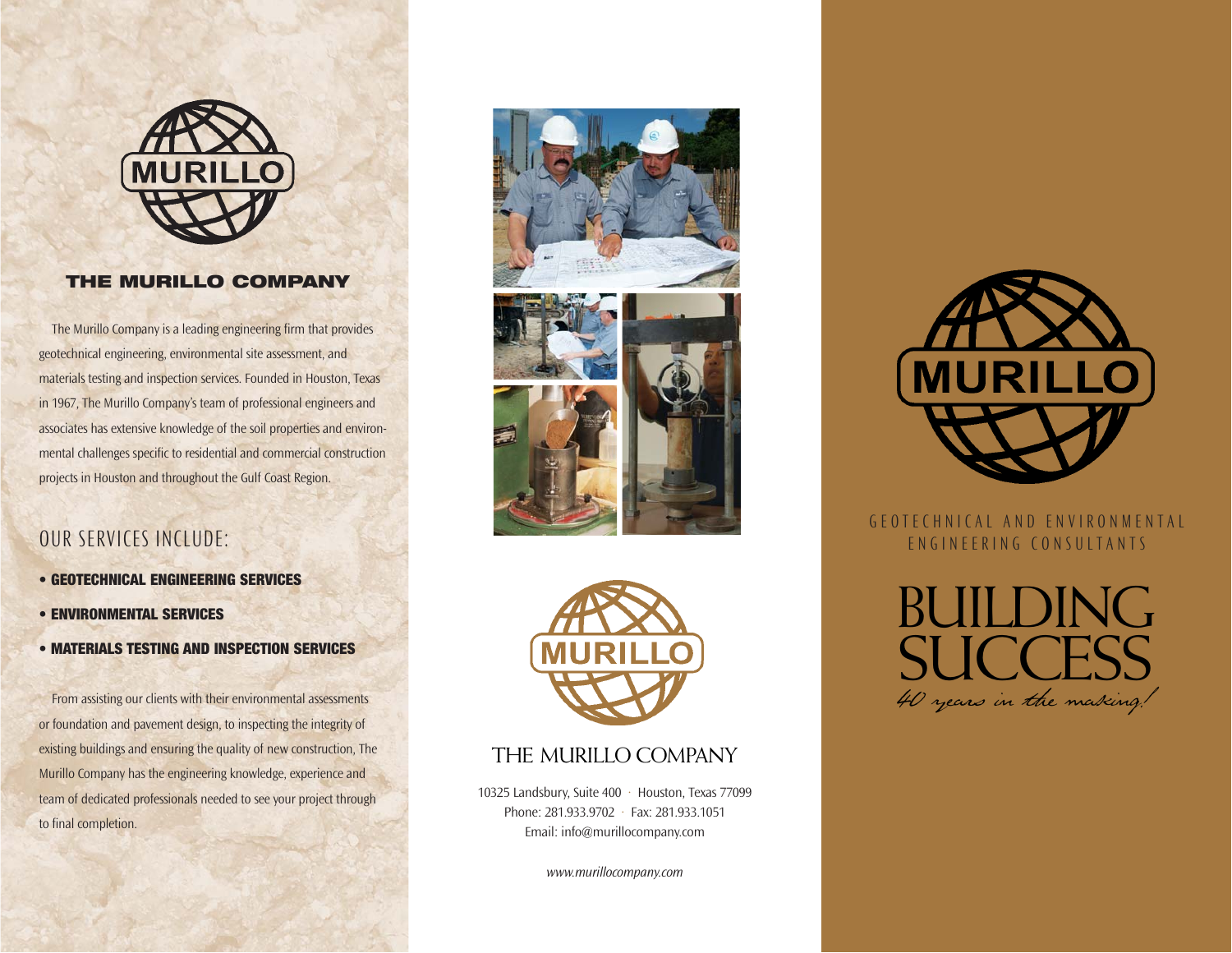MURILLO

## THE MURILLO COMPANY

The Murillo Company is a leading engineering firm that provides geotechnical engineering, environmental site assessment, and materials testing and inspection services. Founded in Houston, Texas in 1967, The Murillo Company's team of professional engineers and associates has extensive knowledge of the soil properties and environmental challenges specific to residential and commercial construction projects in Houston and throughout the Gulf Coast Region.

## OUR SERVICES INCLUDE:

- **GEOTECHNICAL ENGINEERING SERVICES**
- **ENVIRONMENTAL SERVICES**
- **MATERIALS TESTING AND INSPECTION SERVICES**

From assisting our clients with their environmental assessments or foundation and pavement design, to inspecting the integrity of existing buildings and ensuring the quality of new construction, The Murillo Company has the engineering knowledge, experience and team of dedicated professionals needed to see your project through to final completion.

MURILLO

## THE MURILLO COMPANY

10325 Landsbury, Suite 400 · Houston, Texas 77099
Phone: 281.933.9702 · Fax: 281.933.1051
Email: info@murillocompany.com

*www.murillocompany.com*

MURILLO

GEOTECHNICAL AND ENVIRONMENTAL ENGINEERING CONSULTANTS

# BUILDING SUCCESS

*40 years in the making!*